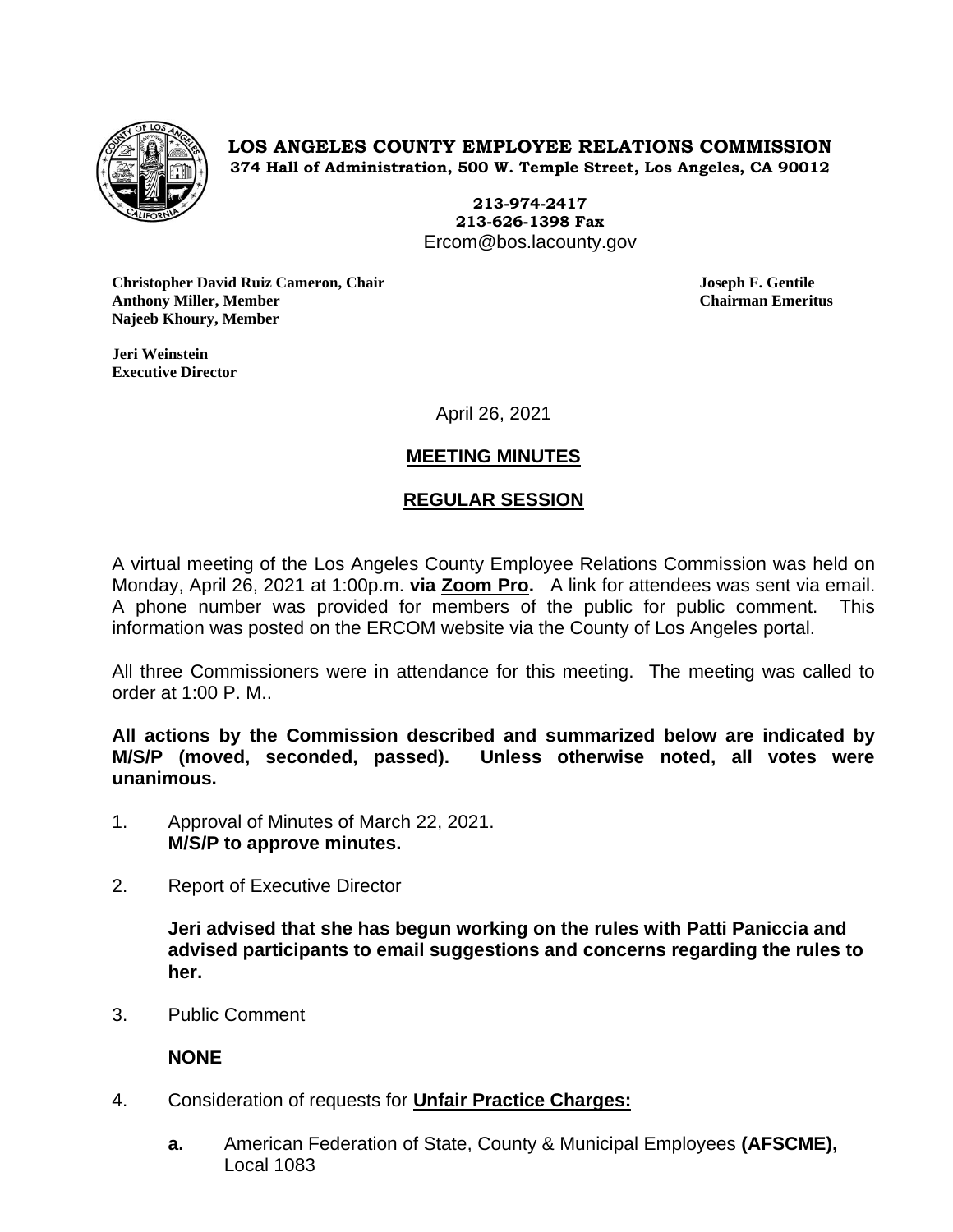**LOS ANGELES COUNTY EMPLOYEE RELATIONS COMMISSION**
**374 Hall of Administration, 500 W. Temple Street, Los Angeles, CA 90012**

**213-974-2417**
**213-626-1398 Fax**
Ercom@bos.lacounty.gov

**Christopher David Ruiz Cameron, Chair**
**Anthony Miller, Member**
**Najeeb Khoury, Member**

**Joseph F. Gentile**
**Chairman Emeritus**

**Jeri Weinstein**
**Executive Director**

April 26, 2021

## MEETING MINUTES

## REGULAR SESSION

A virtual meeting of the Los Angeles County Employee Relations Commission was held on Monday, April 26, 2021 at 1:00p.m. **via Zoom Pro.** A link for attendees was sent via email. A phone number was provided for members of the public for public comment. This information was posted on the ERCOM website via the County of Los Angeles portal.

All three Commissioners were in attendance for this meeting. The meeting was called to order at 1:00 P. M..

**All actions by the Commission described and summarized below are indicated by M/S/P (moved, seconded, passed). Unless otherwise noted, all votes were unanimous.**

1. Approval of Minutes of March 22, 2021.
   **M/S/P to approve minutes.**

2. Report of Executive Director

   **Jeri advised that she has begun working on the rules with Patti Paniccia and advised participants to email suggestions and concerns regarding the rules to her.**

3. Public Comment

   **NONE**

4. Consideration of requests for **Unfair Practice Charges:**

   **a.** American Federation of State, County & Municipal Employees **(AFSCME),** Local 1083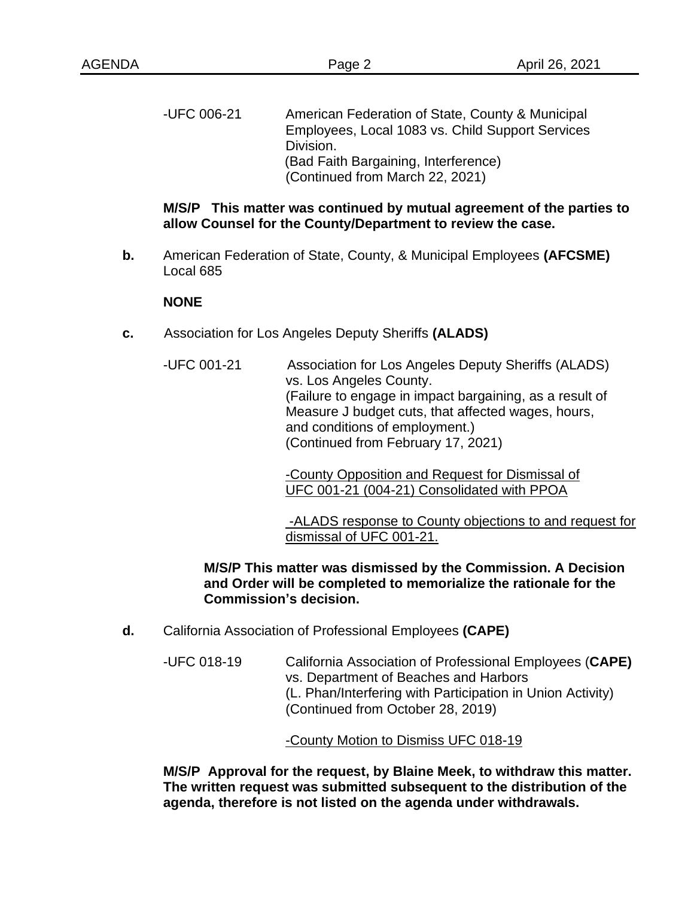-UFC 006-21 American Federation of State, County & Municipal Employees, Local 1083 vs. Child Support Services Division.
(Bad Faith Bargaining, Interference)
(Continued from March 22, 2021)

**M/S/P This matter was continued by mutual agreement of the parties to allow Counsel for the County/Department to review the case.**

**b.** American Federation of State, County, & Municipal Employees **(AFCSME)** Local 685

**NONE**

**c.** Association for Los Angeles Deputy Sheriffs **(ALADS)**

-UFC 001-21 Association for Los Angeles Deputy Sheriffs (ALADS) vs. Los Angeles County.
(Failure to engage in impact bargaining, as a result of Measure J budget cuts, that affected wages, hours, and conditions of employment.)
(Continued from February 17, 2021)

<u>-County Opposition and Request for Dismissal of UFC 001-21 (004-21) Consolidated with PPOA</u>

<u>-ALADS response to County objections to and request for dismissal of UFC 001-21.</u>

**M/S/P This matter was dismissed by the Commission. A Decision and Order will be completed to memorialize the rationale for the Commission's decision.**

**d.** California Association of Professional Employees **(CAPE)**

-UFC 018-19 California Association of Professional Employees (**CAPE)** vs. Department of Beaches and Harbors
(L. Phan/Interfering with Participation in Union Activity)
(Continued from October 28, 2019)

<u>-County Motion to Dismiss UFC 018-19</u>

**M/S/P Approval for the request, by Blaine Meek, to withdraw this matter. The written request was submitted subsequent to the distribution of the agenda, therefore is not listed on the agenda under withdrawals.**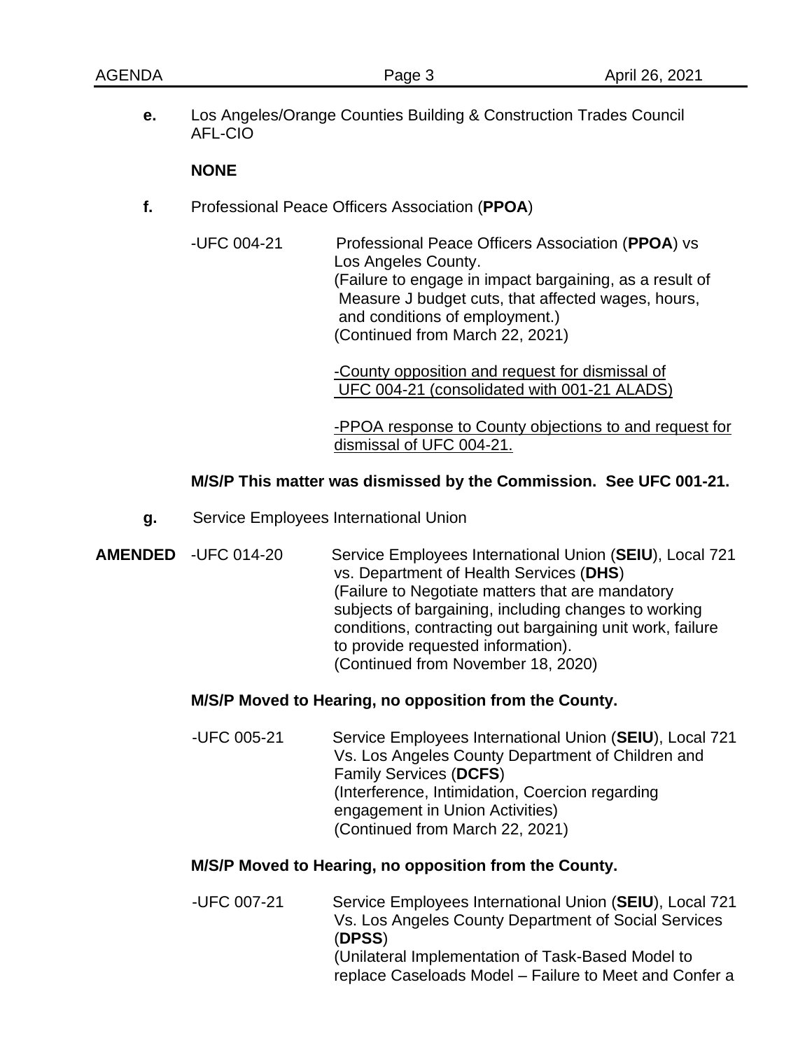**e.** Los Angeles/Orange Counties Building & Construction Trades Council AFL-CIO

**NONE**

**f.** Professional Peace Officers Association (**PPOA**)

-UFC 004-21 Professional Peace Officers Association (**PPOA**) vs Los Angeles County.
(Failure to engage in impact bargaining, as a result of Measure J budget cuts, that affected wages, hours, and conditions of employment.)
(Continued from March 22, 2021)

<u>-County opposition and request for dismissal of UFC 004-21 (consolidated with 001-21 ALADS)</u>

<u>-PPOA response to County objections to and request for dismissal of UFC 004-21.</u>

**M/S/P This matter was dismissed by the Commission. See UFC 001-21.**

**g.** Service Employees International Union

**AMENDED** -UFC 014-20 Service Employees International Union (**SEIU**), Local 721 vs. Department of Health Services (**DHS**)
(Failure to Negotiate matters that are mandatory subjects of bargaining, including changes to working conditions, contracting out bargaining unit work, failure to provide requested information).
(Continued from November 18, 2020)

**M/S/P Moved to Hearing, no opposition from the County.**

-UFC 005-21 Service Employees International Union (**SEIU**), Local 721 Vs. Los Angeles County Department of Children and Family Services (**DCFS**)
(Interference, Intimidation, Coercion regarding engagement in Union Activities)
(Continued from March 22, 2021)

**M/S/P Moved to Hearing, no opposition from the County.**

-UFC 007-21 Service Employees International Union (**SEIU**), Local 721 Vs. Los Angeles County Department of Social Services (**DPSS**)
(Unilateral Implementation of Task-Based Model to replace Caseloads Model – Failure to Meet and Confer a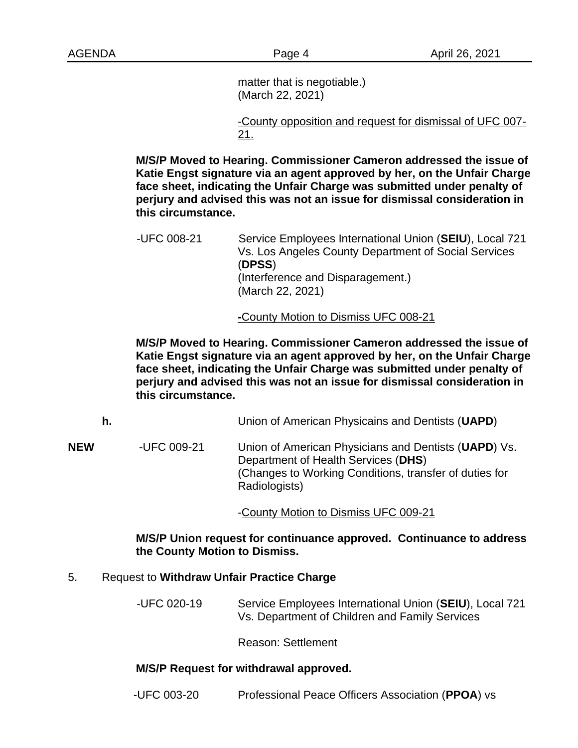matter that is negotiable.)
(March 22, 2021)

-County opposition and request for dismissal of UFC 007-21.

**M/S/P Moved to Hearing. Commissioner Cameron addressed the issue of Katie Engst signature via an agent approved by her, on the Unfair Charge face sheet, indicating the Unfair Charge was submitted under penalty of perjury and advised this was not an issue for dismissal consideration in this circumstance.**

-UFC 008-21 Service Employees International Union (**SEIU**), Local 721 Vs. Los Angeles County Department of Social Services (**DPSS**)
(Interference and Disparagement.)
(March 22, 2021)

-County Motion to Dismiss UFC 008-21

**M/S/P Moved to Hearing. Commissioner Cameron addressed the issue of Katie Engst signature via an agent approved by her, on the Unfair Charge face sheet, indicating the Unfair Charge was submitted under penalty of perjury and advised this was not an issue for dismissal consideration in this circumstance.**

**h.** Union of American Physicains and Dentists (**UAPD**)

**NEW** -UFC 009-21 Union of American Physicians and Dentists (**UAPD**) Vs. Department of Health Services (**DHS**)
(Changes to Working Conditions, transfer of duties for Radiologists)

-County Motion to Dismiss UFC 009-21

**M/S/P Union request for continuance approved. Continuance to address the County Motion to Dismiss.**

5. Request to **Withdraw Unfair Practice Charge**

-UFC 020-19 Service Employees International Union (**SEIU**), Local 721 Vs. Department of Children and Family Services

Reason: Settlement

**M/S/P Request for withdrawal approved.**

-UFC 003-20 Professional Peace Officers Association (**PPOA**) vs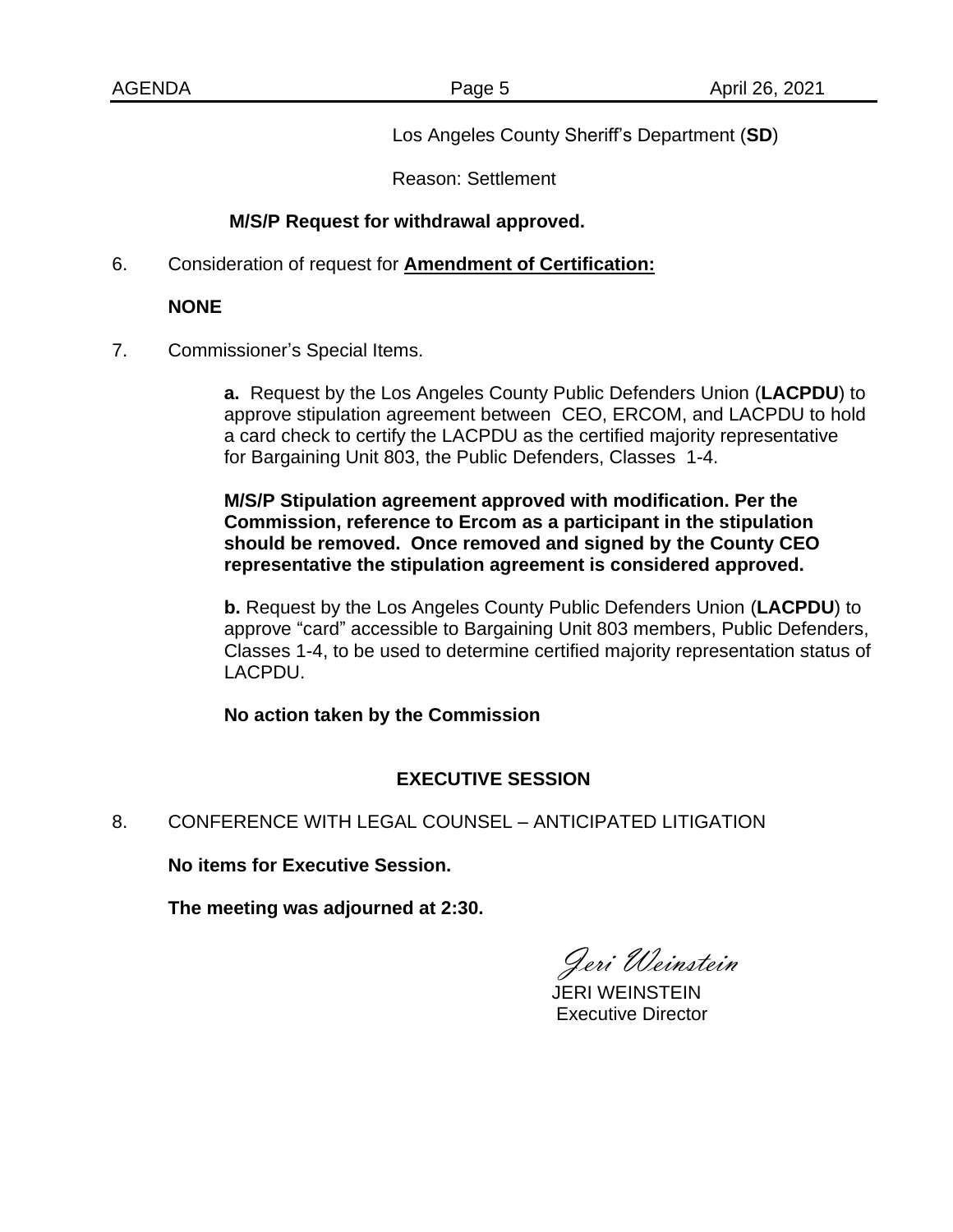Los Angeles County Sheriff's Department (**SD**)

Reason: Settlement

**M/S/P Request for withdrawal approved.**

6. Consideration of request for **Amendment of Certification:**

   **NONE**

7. Commissioner's Special Items.

   **a.** Request by the Los Angeles County Public Defenders Union (**LACPDU**) to approve stipulation agreement between CEO, ERCOM, and LACPDU to hold a card check to certify the LACPDU as the certified majority representative for Bargaining Unit 803, the Public Defenders, Classes 1-4.

   **M/S/P Stipulation agreement approved with modification. Per the Commission, reference to Ercom as a participant in the stipulation should be removed. Once removed and signed by the County CEO representative the stipulation agreement is considered approved.**

   **b.** Request by the Los Angeles County Public Defenders Union (**LACPDU**) to approve "card" accessible to Bargaining Unit 803 members, Public Defenders, Classes 1-4, to be used to determine certified majority representation status of LACPDU.

   **No action taken by the Commission**

## EXECUTIVE SESSION

8. CONFERENCE WITH LEGAL COUNSEL – ANTICIPATED LITIGATION

   **No items for Executive Session.**

   **The meeting was adjourned at 2:30.**

*Jeri Weinstein*

JERI WEINSTEIN
Executive Director